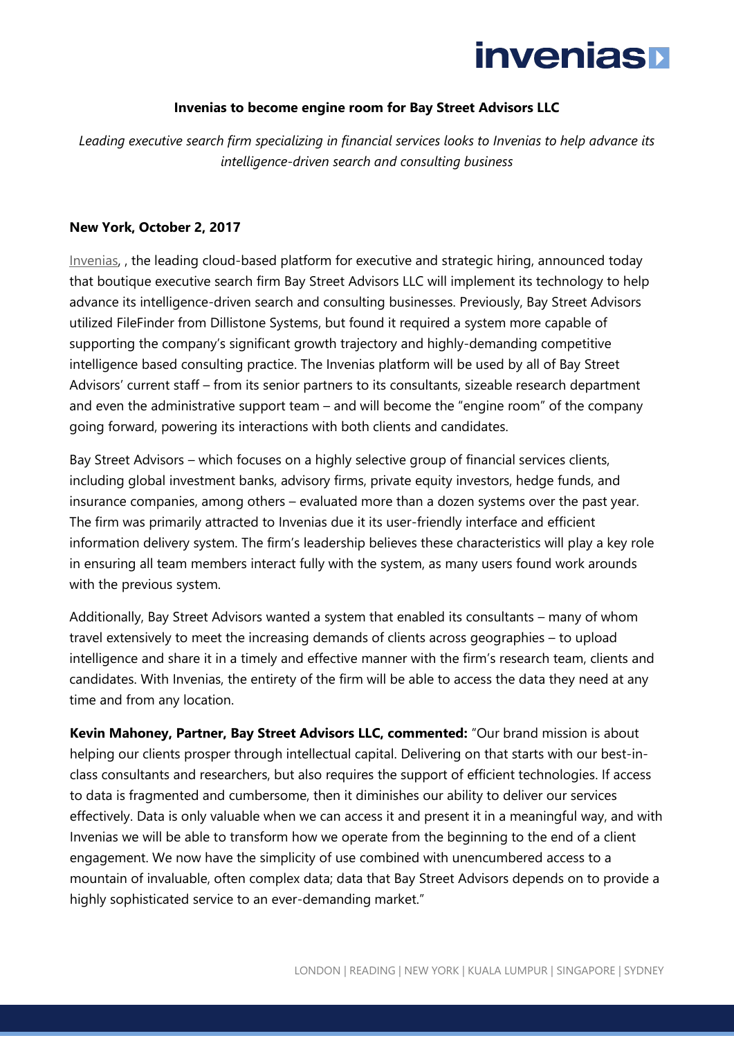# invenias

**Invenias to become engine room for Bay Street Advisors LLC**

*Leading executive search firm specializing in financial services looks to Invenias to help advance its intelligence-driven search and consulting business*

**New York, October 2, 2017**

Invenias, , the leading cloud-based platform for executive and strategic hiring, announced today that boutique executive search firm Bay Street Advisors LLC will implement its technology to help advance its intelligence-driven search and consulting businesses. Previously, Bay Street Advisors utilized FileFinder from Dillistone Systems, but found it required a system more capable of supporting the company's significant growth trajectory and highly-demanding competitive intelligence based consulting practice. The Invenias platform will be used by all of Bay Street Advisors' current staff – from its senior partners to its consultants, sizeable research department and even the administrative support team – and will become the "engine room" of the company going forward, powering its interactions with both clients and candidates.

Bay Street Advisors – which focuses on a highly selective group of financial services clients, including global investment banks, advisory firms, private equity investors, hedge funds, and insurance companies, among others – evaluated more than a dozen systems over the past year. The firm was primarily attracted to Invenias due it its user-friendly interface and efficient information delivery system. The firm's leadership believes these characteristics will play a key role in ensuring all team members interact fully with the system, as many users found work arounds with the previous system.

Additionally, Bay Street Advisors wanted a system that enabled its consultants – many of whom travel extensively to meet the increasing demands of clients across geographies – to upload intelligence and share it in a timely and effective manner with the firm's research team, clients and candidates. With Invenias, the entirety of the firm will be able to access the data they need at any time and from any location.

**Kevin Mahoney, Partner, Bay Street Advisors LLC, commented:** "Our brand mission is about helping our clients prosper through intellectual capital. Delivering on that starts with our best-in-class consultants and researchers, but also requires the support of efficient technologies. If access to data is fragmented and cumbersome, then it diminishes our ability to deliver our services effectively. Data is only valuable when we can access it and present it in a meaningful way, and with Invenias we will be able to transform how we operate from the beginning to the end of a client engagement. We now have the simplicity of use combined with unencumbered access to a mountain of invaluable, often complex data; data that Bay Street Advisors depends on to provide a highly sophisticated service to an ever-demanding market."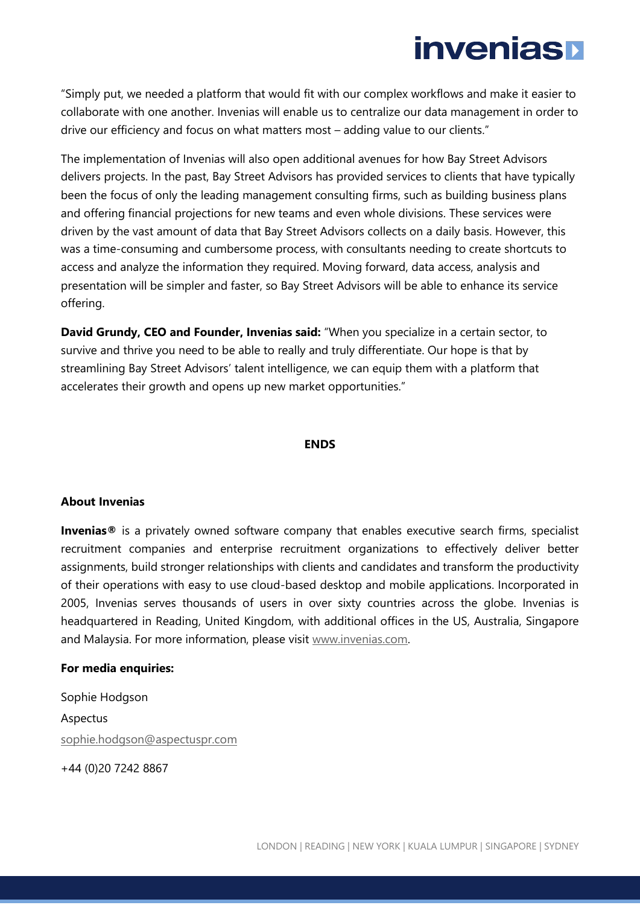"Simply put, we needed a platform that would fit with our complex workflows and make it easier to collaborate with one another. Invenias will enable us to centralize our data management in order to drive our efficiency and focus on what matters most – adding value to our clients."

The implementation of Invenias will also open additional avenues for how Bay Street Advisors delivers projects. In the past, Bay Street Advisors has provided services to clients that have typically been the focus of only the leading management consulting firms, such as building business plans and offering financial projections for new teams and even whole divisions. These services were driven by the vast amount of data that Bay Street Advisors collects on a daily basis. However, this was a time-consuming and cumbersome process, with consultants needing to create shortcuts to access and analyze the information they required. Moving forward, data access, analysis and presentation will be simpler and faster, so Bay Street Advisors will be able to enhance its service offering.

**David Grundy, CEO and Founder, Invenias said:** "When you specialize in a certain sector, to survive and thrive you need to be able to really and truly differentiate. Our hope is that by streamlining Bay Street Advisors' talent intelligence, we can equip them with a platform that accelerates their growth and opens up new market opportunities."

**ENDS**

**About Invenias**

**Invenias®** is a privately owned software company that enables executive search firms, specialist recruitment companies and enterprise recruitment organizations to effectively deliver better assignments, build stronger relationships with clients and candidates and transform the productivity of their operations with easy to use cloud-based desktop and mobile applications. Incorporated in 2005, Invenias serves thousands of users in over sixty countries across the globe. Invenias is headquartered in Reading, United Kingdom, with additional offices in the US, Australia, Singapore and Malaysia. For more information, please visit www.invenias.com.

**For media enquiries:**

Sophie Hodgson

Aspectus

sophie.hodgson@aspectuspr.com

+44 (0)20 7242 8867